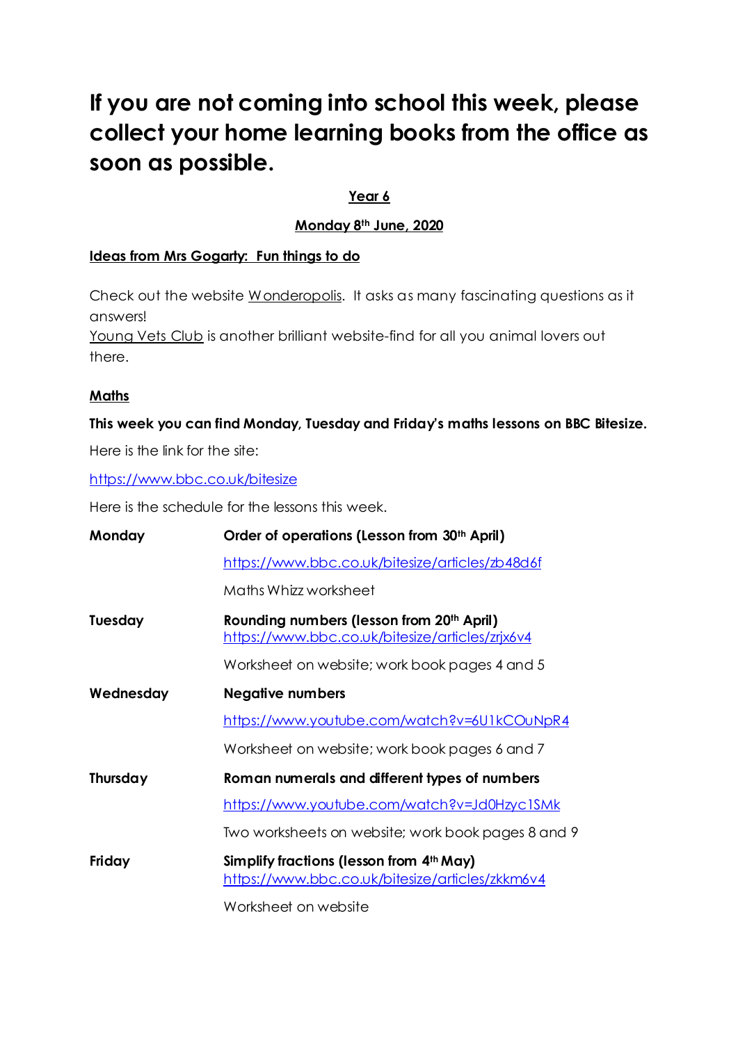# If you are not coming into school this week, please collect your home learning books from the office as soon as possible.

**Year 6**

**Monday 8th June, 2020**

**Ideas from Mrs Gogarty: Fun things to do**

Check out the website Wonderopolis. It asks as many fascinating questions as it answers!
Young Vets Club is another brilliant website-find for all you animal lovers out there.

## Maths

**This week you can find Monday, Tuesday and Friday's maths lessons on BBC Bitesize.**

Here is the link for the site:

https://www.bbc.co.uk/bitesize

Here is the schedule for the lessons this week.

**Monday** — **Order of operations (Lesson from 30th April)**
https://www.bbc.co.uk/bitesize/articles/zb48d6f
Maths Whizz worksheet

**Tuesday** — **Rounding numbers (lesson from 20th April)**
https://www.bbc.co.uk/bitesize/articles/zrjx6v4
Worksheet on website; work book pages 4 and 5

**Wednesday** — **Negative numbers**
https://www.youtube.com/watch?v=6U1kCOuNpR4
Worksheet on website; work book pages 6 and 7

**Thursday** — **Roman numerals and different types of numbers**
https://www.youtube.com/watch?v=Jd0Hzyc1SMk
Two worksheets on website; work book pages 8 and 9

**Friday** — **Simplify fractions (lesson from 4th May)**
https://www.bbc.co.uk/bitesize/articles/zkkm6v4
Worksheet on website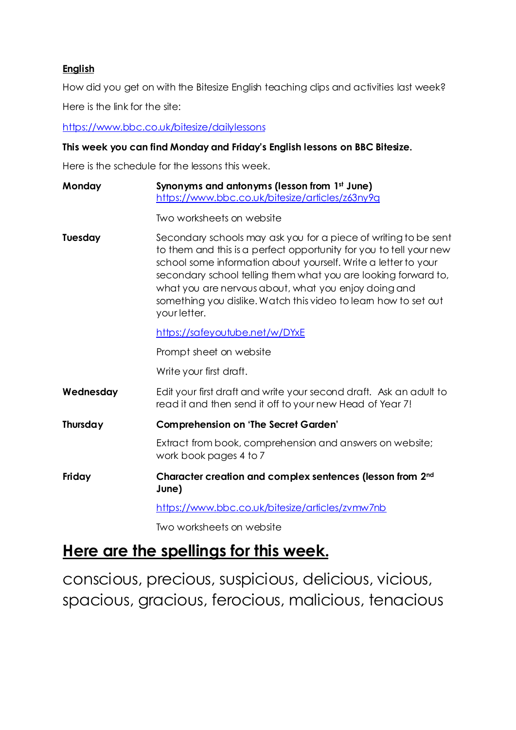**English**

How did you get on with the Bitesize English teaching clips and activities last week?

Here is the link for the site:

https://www.bbc.co.uk/bitesize/dailylessons

**This week you can find Monday and Friday's English lessons on BBC Bitesize.**

Here is the schedule for the lessons this week.

| | |
|---|---|
| **Monday** | **Synonyms and antonyms (lesson from 1st June)** https://www.bbc.co.uk/bitesize/articles/z63ny9q<br><br>Two worksheets on website |
| **Tuesday** | Secondary schools may ask you for a piece of writing to be sent to them and this is a perfect opportunity for you to tell your new school some information about yourself. Write a letter to your secondary school telling them what you are looking forward to, what you are nervous about, what you enjoy doing and something you dislike. Watch this video to learn how to set out your letter.<br><br>https://safeyoutube.net/w/DYxE<br><br>Prompt sheet on website<br><br>Write your first draft. |
| **Wednesday** | Edit your first draft and write your second draft. Ask an adult to read it and then send it off to your new Head of Year 7! |
| **Thursday** | **Comprehension on 'The Secret Garden'**<br><br>Extract from book, comprehension and answers on website; work book pages 4 to 7 |
| **Friday** | **Character creation and complex sentences (lesson from 2nd June)**<br><br>https://www.bbc.co.uk/bitesize/articles/zvmw7nb<br><br>Two worksheets on website |

## Here are the spellings for this week.

conscious, precious, suspicious, delicious, vicious, spacious, gracious, ferocious, malicious, tenacious